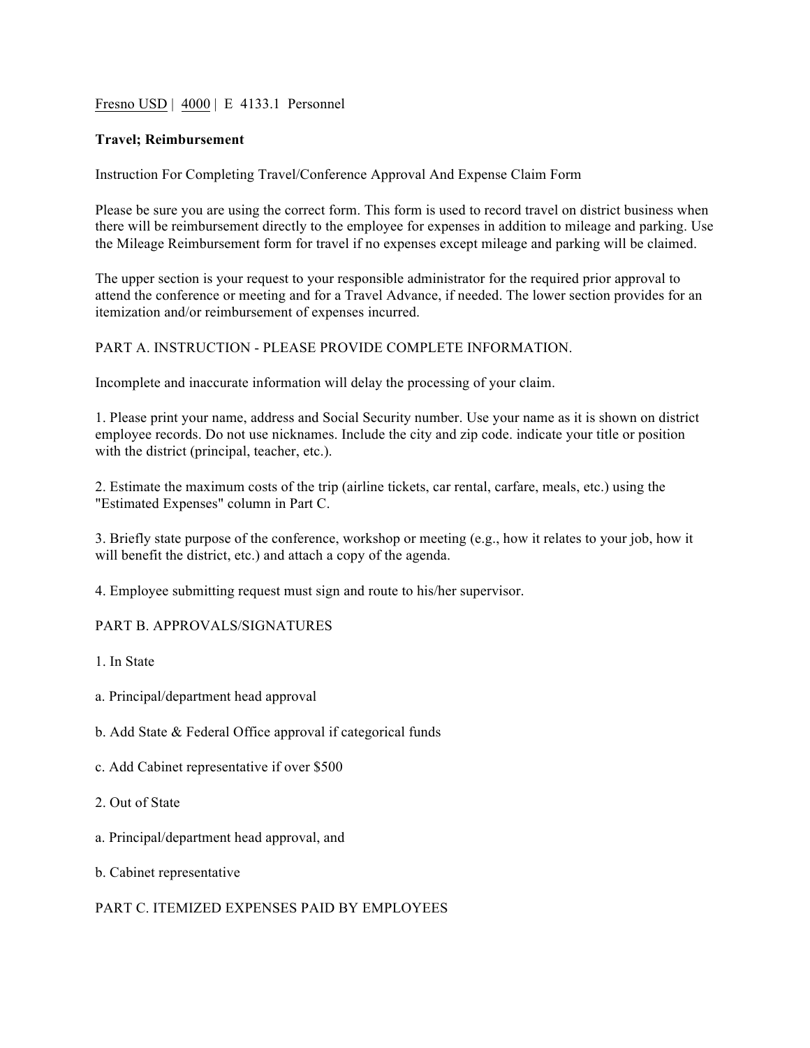Fresno USD | 4000 | E 4133.1 Personnel

**Travel; Reimbursement**

Instruction For Completing Travel/Conference Approval And Expense Claim Form

Please be sure you are using the correct form. This form is used to record travel on district business when there will be reimbursement directly to the employee for expenses in addition to mileage and parking. Use the Mileage Reimbursement form for travel if no expenses except mileage and parking will be claimed.

The upper section is your request to your responsible administrator for the required prior approval to attend the conference or meeting and for a Travel Advance, if needed. The lower section provides for an itemization and/or reimbursement of expenses incurred.

PART A. INSTRUCTION - PLEASE PROVIDE COMPLETE INFORMATION.

Incomplete and inaccurate information will delay the processing of your claim.

1. Please print your name, address and Social Security number. Use your name as it is shown on district employee records. Do not use nicknames. Include the city and zip code. indicate your title or position with the district (principal, teacher, etc.).

2. Estimate the maximum costs of the trip (airline tickets, car rental, carfare, meals, etc.) using the "Estimated Expenses" column in Part C.

3. Briefly state purpose of the conference, workshop or meeting (e.g., how it relates to your job, how it will benefit the district, etc.) and attach a copy of the agenda.

4. Employee submitting request must sign and route to his/her supervisor.

PART B. APPROVALS/SIGNATURES

1. In State

a. Principal/department head approval

b. Add State & Federal Office approval if categorical funds

c. Add Cabinet representative if over $500

2. Out of State

a. Principal/department head approval, and

b. Cabinet representative

PART C. ITEMIZED EXPENSES PAID BY EMPLOYEES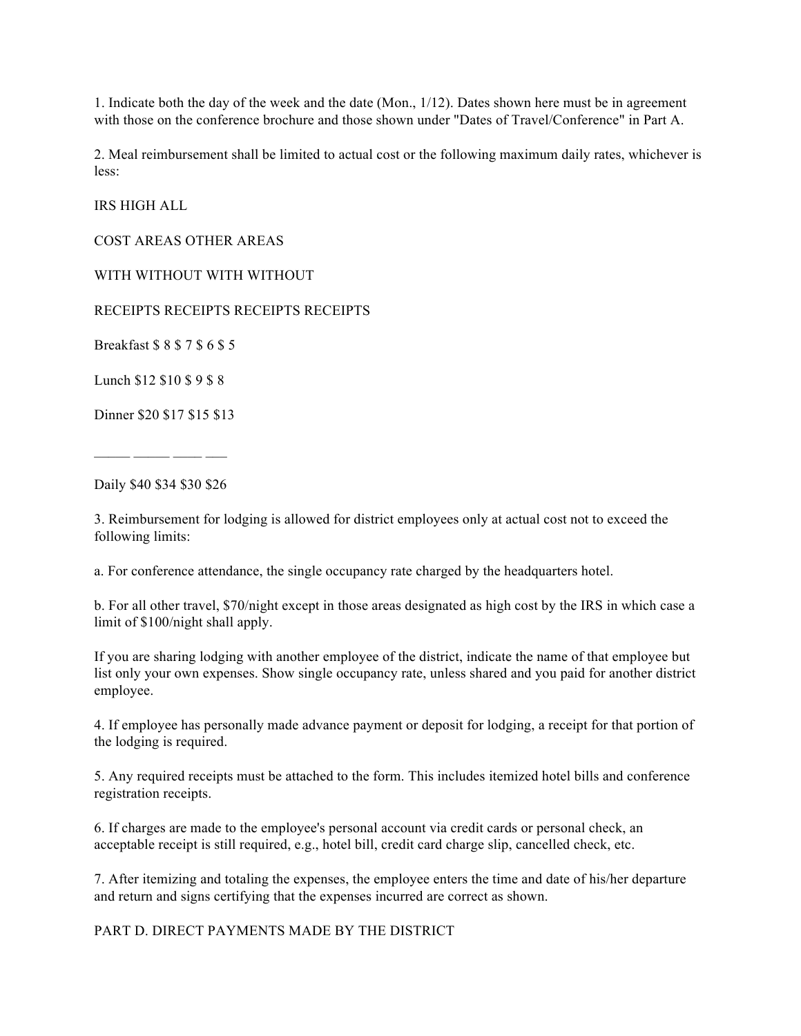1. Indicate both the day of the week and the date (Mon., 1/12). Dates shown here must be in agreement with those on the conference brochure and those shown under "Dates of Travel/Conference" in Part A.

2. Meal reimbursement shall be limited to actual cost or the following maximum daily rates, whichever is less:

| | IRS HIGH COST AREAS | | ALL OTHER AREAS | |
|---|---|---|---|---|
| | WITH RECEIPTS | WITHOUT RECEIPTS | WITH RECEIPTS | WITHOUT RECEIPTS |
| Breakfast | $ 8 | $ 7 | $ 6 | $ 5 |
| Lunch | $12 | $10 | $ 9 | $ 8 |
| Dinner | $20 | $17 | $15 | $13 |
| Daily | $40 | $34 | $30 | $26 |

3. Reimbursement for lodging is allowed for district employees only at actual cost not to exceed the following limits:

a. For conference attendance, the single occupancy rate charged by the headquarters hotel.

b. For all other travel, $70/night except in those areas designated as high cost by the IRS in which case a limit of $100/night shall apply.

If you are sharing lodging with another employee of the district, indicate the name of that employee but list only your own expenses. Show single occupancy rate, unless shared and you paid for another district employee.

4. If employee has personally made advance payment or deposit for lodging, a receipt for that portion of the lodging is required.

5. Any required receipts must be attached to the form. This includes itemized hotel bills and conference registration receipts.

6. If charges are made to the employee's personal account via credit cards or personal check, an acceptable receipt is still required, e.g., hotel bill, credit card charge slip, cancelled check, etc.

7. After itemizing and totaling the expenses, the employee enters the time and date of his/her departure and return and signs certifying that the expenses incurred are correct as shown.

PART D. DIRECT PAYMENTS MADE BY THE DISTRICT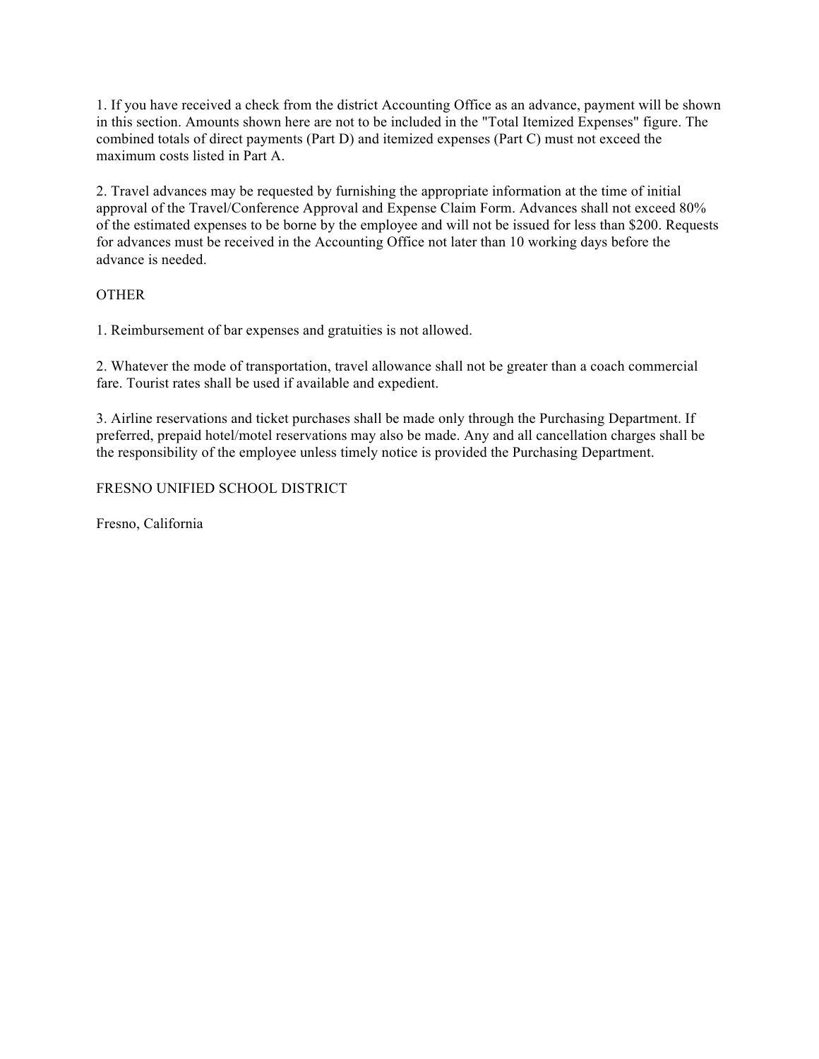1. If you have received a check from the district Accounting Office as an advance, payment will be shown in this section. Amounts shown here are not to be included in the "Total Itemized Expenses" figure. The combined totals of direct payments (Part D) and itemized expenses (Part C) must not exceed the maximum costs listed in Part A.

2. Travel advances may be requested by furnishing the appropriate information at the time of initial approval of the Travel/Conference Approval and Expense Claim Form. Advances shall not exceed 80% of the estimated expenses to be borne by the employee and will not be issued for less than $200. Requests for advances must be received in the Accounting Office not later than 10 working days before the advance is needed.

OTHER

1. Reimbursement of bar expenses and gratuities is not allowed.

2. Whatever the mode of transportation, travel allowance shall not be greater than a coach commercial fare. Tourist rates shall be used if available and expedient.

3. Airline reservations and ticket purchases shall be made only through the Purchasing Department. If preferred, prepaid hotel/motel reservations may also be made. Any and all cancellation charges shall be the responsibility of the employee unless timely notice is provided the Purchasing Department.

FRESNO UNIFIED SCHOOL DISTRICT

Fresno, California